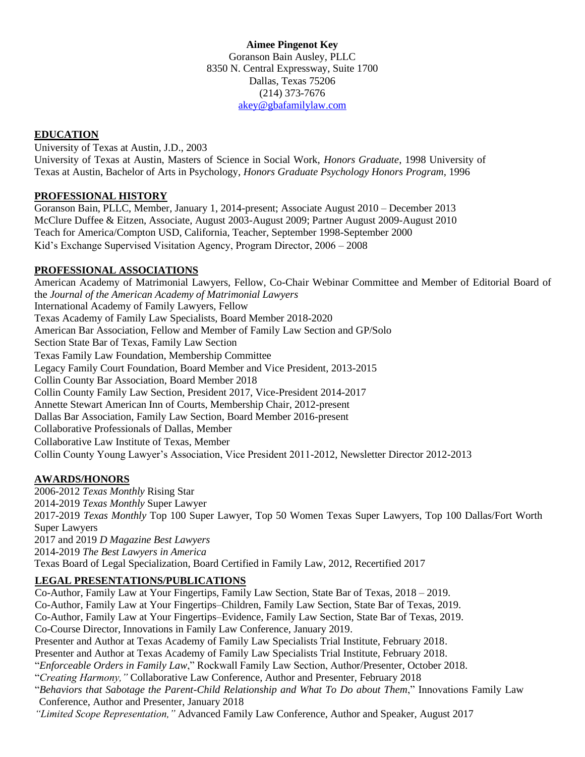**Aimee Pingenot Key**
Goranson Bain Ausley, PLLC
8350 N. Central Expressway, Suite 1700
Dallas, Texas 75206
(214) 373-7676
akey@gbafamilylaw.com

## EDUCATION

University of Texas at Austin, J.D., 2003
University of Texas at Austin, Masters of Science in Social Work, *Honors Graduate*, 1998 University of Texas at Austin, Bachelor of Arts in Psychology, *Honors Graduate Psychology Honors Program*, 1996

## PROFESSIONAL HISTORY

Goranson Bain, PLLC, Member, January 1, 2014-present; Associate August 2010 – December 2013
McClure Duffee & Eitzen, Associate, August 2003-August 2009; Partner August 2009-August 2010
Teach for America/Compton USD, California, Teacher, September 1998-September 2000
Kid's Exchange Supervised Visitation Agency, Program Director, 2006 – 2008

## PROFESSIONAL ASSOCIATIONS

American Academy of Matrimonial Lawyers, Fellow, Co-Chair Webinar Committee and Member of Editorial Board of the *Journal of the American Academy of Matrimonial Lawyers*
International Academy of Family Lawyers, Fellow
Texas Academy of Family Law Specialists, Board Member 2018-2020
American Bar Association, Fellow and Member of Family Law Section and GP/Solo
Section State Bar of Texas, Family Law Section
Texas Family Law Foundation, Membership Committee
Legacy Family Court Foundation, Board Member and Vice President, 2013-2015
Collin County Bar Association, Board Member 2018
Collin County Family Law Section, President 2017, Vice-President 2014-2017
Annette Stewart American Inn of Courts, Membership Chair, 2012-present
Dallas Bar Association, Family Law Section, Board Member 2016-present
Collaborative Professionals of Dallas, Member
Collaborative Law Institute of Texas, Member
Collin County Young Lawyer's Association, Vice President 2011-2012, Newsletter Director 2012-2013

## AWARDS/HONORS

2006-2012 *Texas Monthly* Rising Star
2014-2019 *Texas Monthly* Super Lawyer
2017-2019 *Texas Monthly* Top 100 Super Lawyer, Top 50 Women Texas Super Lawyers, Top 100 Dallas/Fort Worth Super Lawyers
2017 and 2019 *D Magazine Best Lawyers*
2014-2019 *The Best Lawyers in America*
Texas Board of Legal Specialization, Board Certified in Family Law, 2012, Recertified 2017

## LEGAL PRESENTATIONS/PUBLICATIONS

Co-Author, Family Law at Your Fingertips, Family Law Section, State Bar of Texas, 2018 – 2019.
Co-Author, Family Law at Your Fingertips–Children, Family Law Section, State Bar of Texas, 2019.
Co-Author, Family Law at Your Fingertips–Evidence, Family Law Section, State Bar of Texas, 2019.
Co-Course Director, Innovations in Family Law Conference, January 2019.
Presenter and Author at Texas Academy of Family Law Specialists Trial Institute, February 2018.
Presenter and Author at Texas Academy of Family Law Specialists Trial Institute, February 2018.
"*Enforceable Orders in Family Law*," Rockwall Family Law Section, Author/Presenter, October 2018.
"*Creating Harmony,"* Collaborative Law Conference, Author and Presenter, February 2018
"*Behaviors that Sabotage the Parent-Child Relationship and What To Do about Them*," Innovations Family Law Conference, Author and Presenter, January 2018
*"Limited Scope Representation,"* Advanced Family Law Conference, Author and Speaker, August 2017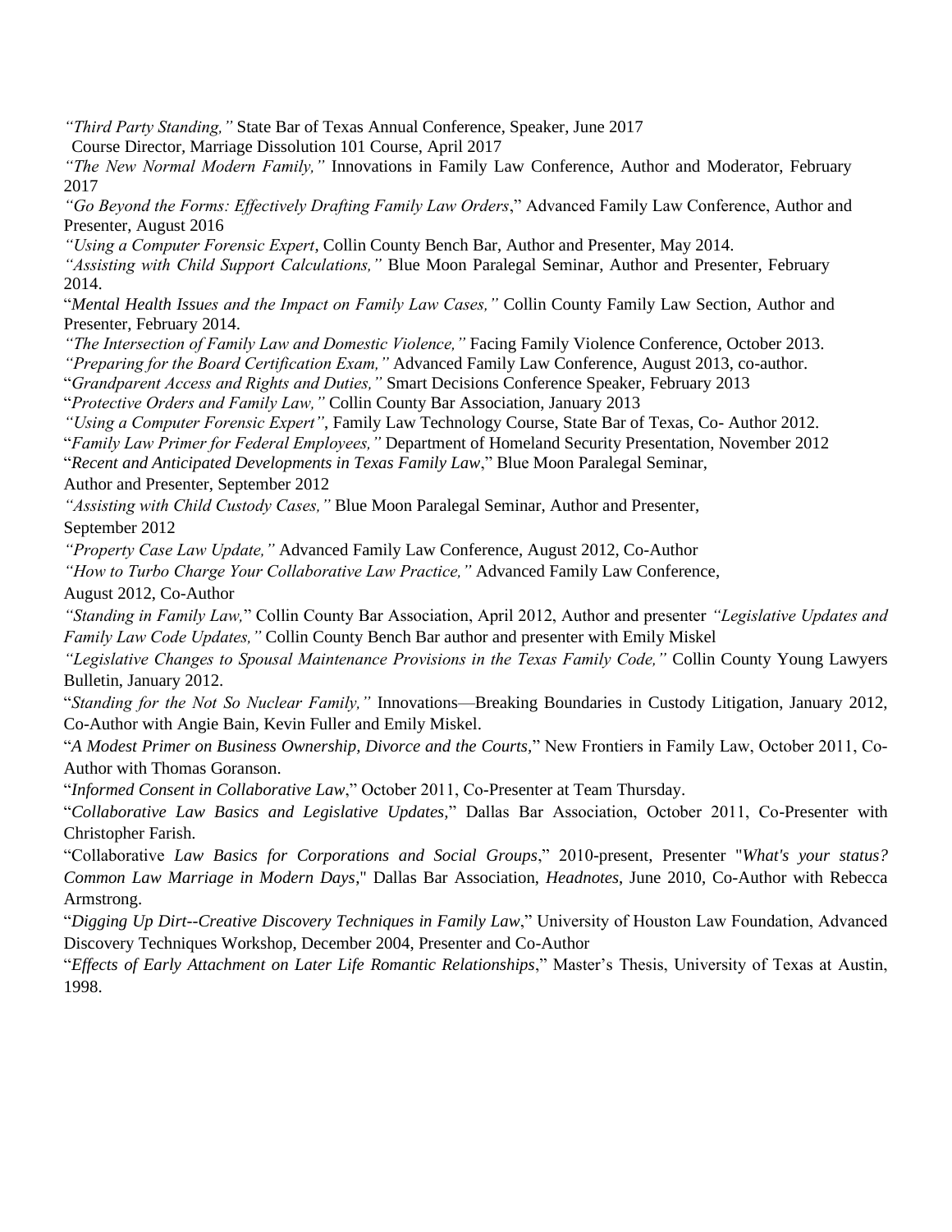*"Third Party Standing,"* State Bar of Texas Annual Conference, Speaker, June 2017

Course Director, Marriage Dissolution 101 Course, April 2017

*"The New Normal Modern Family,"* Innovations in Family Law Conference, Author and Moderator, February 2017

*"Go Beyond the Forms: Effectively Drafting Family Law Orders*," Advanced Family Law Conference, Author and Presenter, August 2016

*"Using a Computer Forensic Expert*, Collin County Bench Bar, Author and Presenter, May 2014.

*"Assisting with Child Support Calculations,"* Blue Moon Paralegal Seminar, Author and Presenter, February 2014.

"*Mental Health Issues and the Impact on Family Law Cases,"* Collin County Family Law Section, Author and Presenter, February 2014.

*"The Intersection of Family Law and Domestic Violence,"* Facing Family Violence Conference, October 2013.

*"Preparing for the Board Certification Exam,"* Advanced Family Law Conference, August 2013, co-author.

"*Grandparent Access and Rights and Duties,"* Smart Decisions Conference Speaker, February 2013

"*Protective Orders and Family Law,"* Collin County Bar Association, January 2013

*"Using a Computer Forensic Expert"*, Family Law Technology Course, State Bar of Texas, Co- Author 2012.

"*Family Law Primer for Federal Employees,"* Department of Homeland Security Presentation, November 2012

"*Recent and Anticipated Developments in Texas Family Law*," Blue Moon Paralegal Seminar, Author and Presenter, September 2012

*"Assisting with Child Custody Cases,"* Blue Moon Paralegal Seminar, Author and Presenter, September 2012

*"Property Case Law Update,"* Advanced Family Law Conference, August 2012, Co-Author

*"How to Turbo Charge Your Collaborative Law Practice,"* Advanced Family Law Conference, August 2012, Co-Author

*"Standing in Family Law,*" Collin County Bar Association, April 2012, Author and presenter *"Legislative Updates and Family Law Code Updates,"* Collin County Bench Bar author and presenter with Emily Miskel

*"Legislative Changes to Spousal Maintenance Provisions in the Texas Family Code,"* Collin County Young Lawyers Bulletin, January 2012.

"*Standing for the Not So Nuclear Family,"* Innovations—Breaking Boundaries in Custody Litigation, January 2012, Co-Author with Angie Bain, Kevin Fuller and Emily Miskel.

"*A Modest Primer on Business Ownership, Divorce and the Courts,*" New Frontiers in Family Law, October 2011, Co-Author with Thomas Goranson.

"*Informed Consent in Collaborative Law*," October 2011, Co-Presenter at Team Thursday.

"*Collaborative Law Basics and Legislative Updates,*" Dallas Bar Association, October 2011, Co-Presenter with Christopher Farish.

"Collaborative *Law Basics for Corporations and Social Groups*," 2010-present, Presenter "*What's your status? Common Law Marriage in Modern Days*," Dallas Bar Association, *Headnotes*, June 2010, Co-Author with Rebecca Armstrong.

"*Digging Up Dirt--Creative Discovery Techniques in Family Law*," University of Houston Law Foundation, Advanced Discovery Techniques Workshop, December 2004, Presenter and Co-Author

"*Effects of Early Attachment on Later Life Romantic Relationships*," Master's Thesis, University of Texas at Austin, 1998.